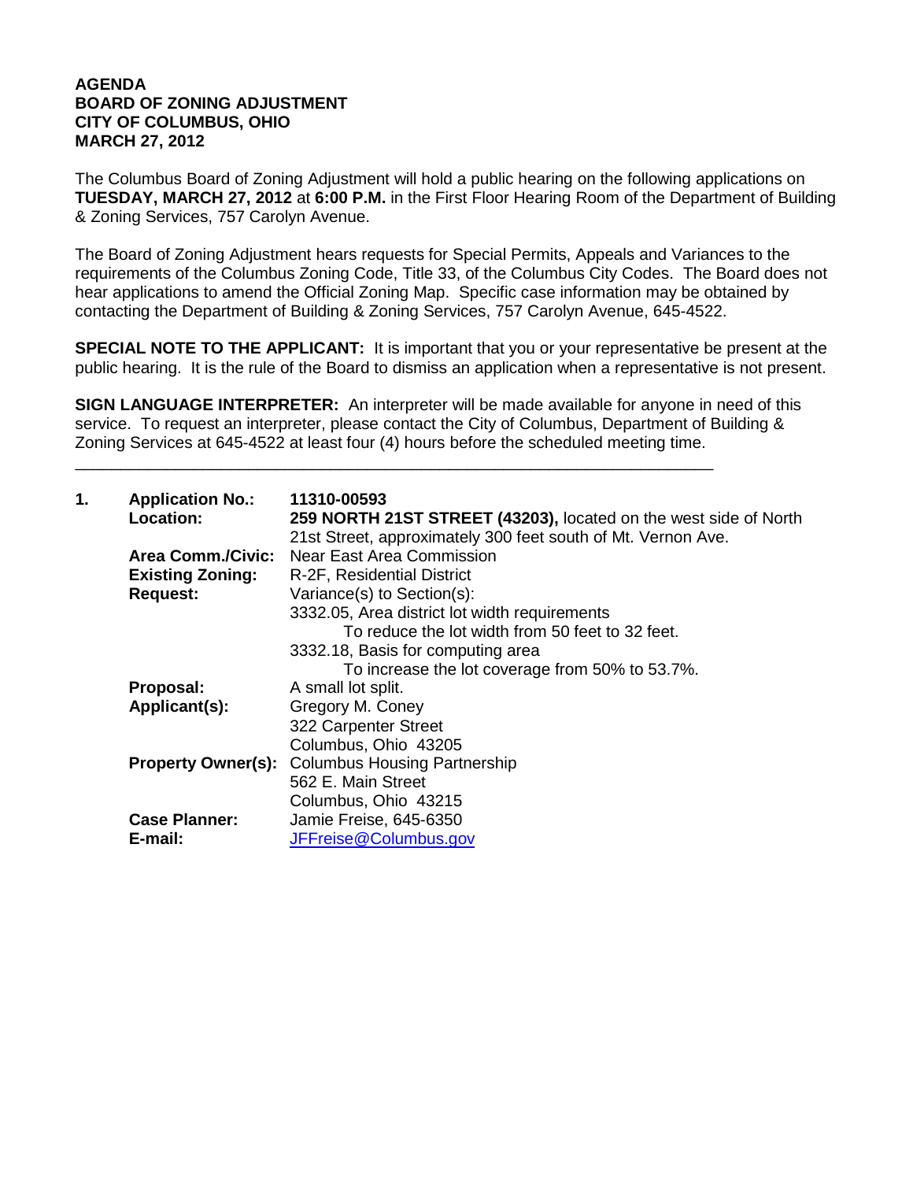# AGENDA
# BOARD OF ZONING ADJUSTMENT
# CITY OF COLUMBUS, OHIO
# MARCH 27, 2012

The Columbus Board of Zoning Adjustment will hold a public hearing on the following applications on **TUESDAY, MARCH 27, 2012** at **6:00 P.M.** in the First Floor Hearing Room of the Department of Building & Zoning Services, 757 Carolyn Avenue.

The Board of Zoning Adjustment hears requests for Special Permits, Appeals and Variances to the requirements of the Columbus Zoning Code, Title 33, of the Columbus City Codes. The Board does not hear applications to amend the Official Zoning Map. Specific case information may be obtained by contacting the Department of Building & Zoning Services, 757 Carolyn Avenue, 645-4522.

**SPECIAL NOTE TO THE APPLICANT:** It is important that you or your representative be present at the public hearing. It is the rule of the Board to dismiss an application when a representative is not present.

**SIGN LANGUAGE INTERPRETER:** An interpreter will be made available for anyone in need of this service. To request an interpreter, please contact the City of Columbus, Department of Building & Zoning Services at 645-4522 at least four (4) hours before the scheduled meeting time.

---

**1. Application No.:** **11310-00593**

**Location:** **259 NORTH 21ST STREET (43203),** located on the west side of North 21st Street, approximately 300 feet south of Mt. Vernon Ave.

**Area Comm./Civic:** Near East Area Commission

**Existing Zoning:** R-2F, Residential District

**Request:** Variance(s) to Section(s):
3332.05, Area district lot width requirements
  To reduce the lot width from 50 feet to 32 feet.
3332.18, Basis for computing area
  To increase the lot coverage from 50% to 53.7%.

**Proposal:** A small lot split.

**Applicant(s):** Gregory M. Coney
322 Carpenter Street
Columbus, Ohio 43205

**Property Owner(s):** Columbus Housing Partnership
562 E. Main Street
Columbus, Ohio 43215

**Case Planner:** Jamie Freise, 645-6350

**E-mail:** JFFreise@Columbus.gov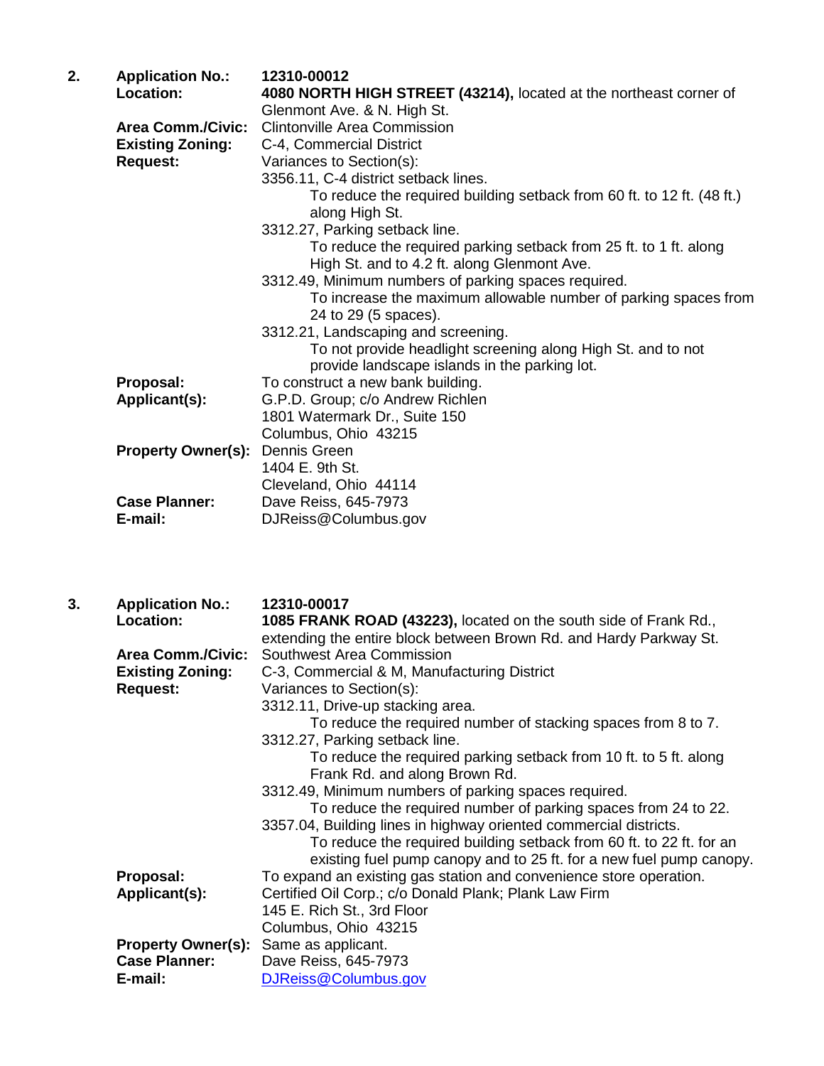2. **Application No.:** **12310-00012**

**Location:** **4080 NORTH HIGH STREET (43214),** located at the northeast corner of Glenmont Ave. & N. High St.

**Area Comm./Civic:** Clintonville Area Commission

**Existing Zoning:** C-4, Commercial District

**Request:** Variances to Section(s):

3356.11, C-4 district setback lines.
   To reduce the required building setback from 60 ft. to 12 ft. (48 ft.) along High St.

3312.27, Parking setback line.
   To reduce the required parking setback from 25 ft. to 1 ft. along High St. and to 4.2 ft. along Glenmont Ave.

3312.49, Minimum numbers of parking spaces required.
   To increase the maximum allowable number of parking spaces from 24 to 29 (5 spaces).

3312.21, Landscaping and screening.
   To not provide headlight screening along High St. and to not provide landscape islands in the parking lot.

**Proposal:** To construct a new bank building.

**Applicant(s):** G.P.D. Group; c/o Andrew Richlen
1801 Watermark Dr., Suite 150
Columbus, Ohio 43215

**Property Owner(s):** Dennis Green
1404 E. 9th St.
Cleveland, Ohio 44114

**Case Planner:** Dave Reiss, 645-7973

**E-mail:** DJReiss@Columbus.gov

3. **Application No.:** **12310-00017**

**Location:** **1085 FRANK ROAD (43223),** located on the south side of Frank Rd., extending the entire block between Brown Rd. and Hardy Parkway St.

**Area Comm./Civic:** Southwest Area Commission

**Existing Zoning:** C-3, Commercial & M, Manufacturing District

**Request:** Variances to Section(s):

3312.11, Drive-up stacking area.
   To reduce the required number of stacking spaces from 8 to 7.

3312.27, Parking setback line.
   To reduce the required parking setback from 10 ft. to 5 ft. along Frank Rd. and along Brown Rd.

3312.49, Minimum numbers of parking spaces required.
   To reduce the required number of parking spaces from 24 to 22.

3357.04, Building lines in highway oriented commercial districts.
   To reduce the required building setback from 60 ft. to 22 ft. for an existing fuel pump canopy and to 25 ft. for a new fuel pump canopy.

**Proposal:** To expand an existing gas station and convenience store operation.

**Applicant(s):** Certified Oil Corp.; c/o Donald Plank; Plank Law Firm
145 E. Rich St., 3rd Floor
Columbus, Ohio 43215

**Property Owner(s):** Same as applicant.

**Case Planner:** Dave Reiss, 645-7973

**E-mail:** DJReiss@Columbus.gov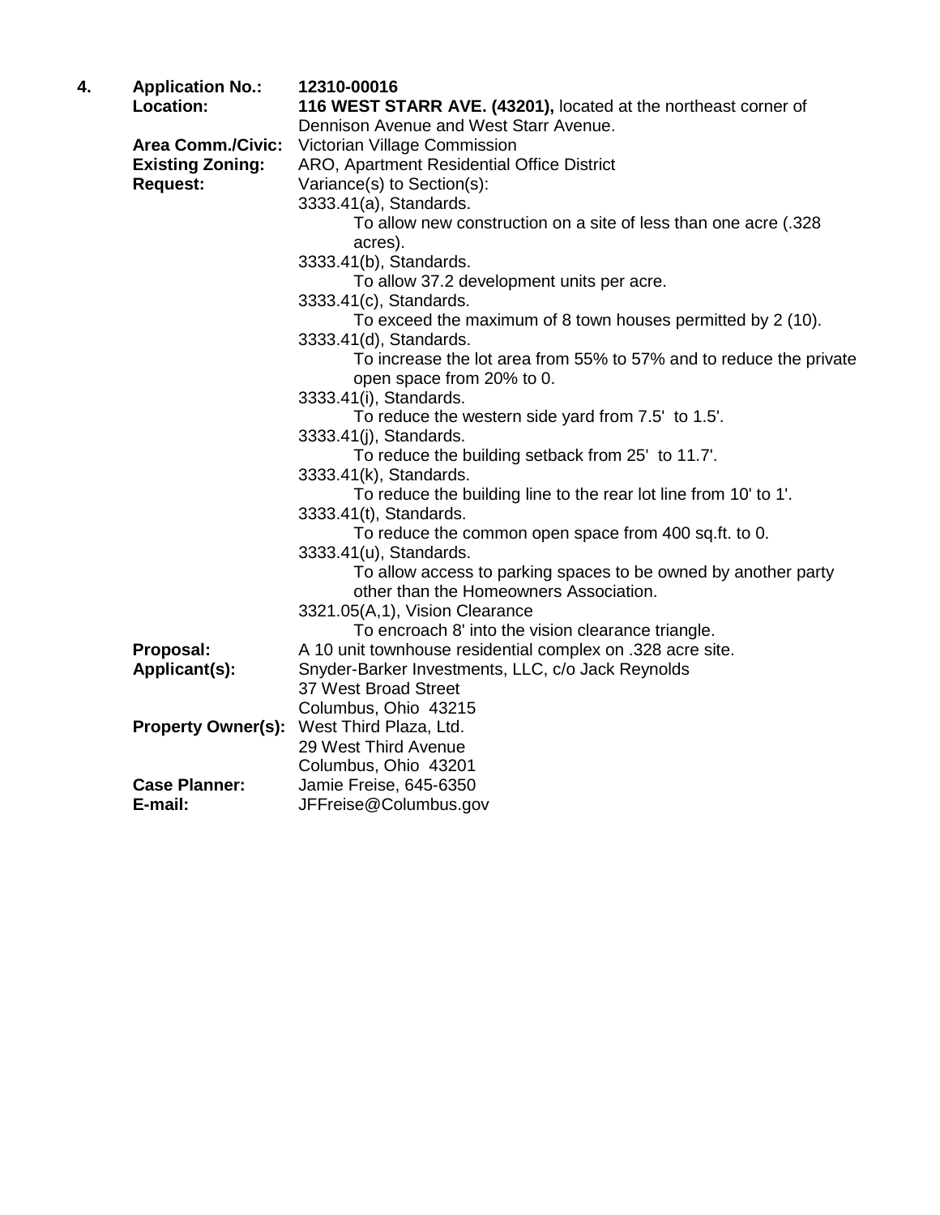**4.** **Application No.:** **12310-00016**

**Location:** **116 WEST STARR AVE. (43201),** located at the northeast corner of Dennison Avenue and West Starr Avenue.

**Area Comm./Civic:** Victorian Village Commission

**Existing Zoning:** ARO, Apartment Residential Office District

**Request:** Variance(s) to Section(s):

3333.41(a), Standards.
- To allow new construction on a site of less than one acre (.328 acres).

3333.41(b), Standards.
- To allow 37.2 development units per acre.

3333.41(c), Standards.
- To exceed the maximum of 8 town houses permitted by 2 (10).

3333.41(d), Standards.
- To increase the lot area from 55% to 57% and to reduce the private open space from 20% to 0.

3333.41(i), Standards.
- To reduce the western side yard from 7.5' to 1.5'.

3333.41(j), Standards.
- To reduce the building setback from 25' to 11.7'.

3333.41(k), Standards.
- To reduce the building line to the rear lot line from 10' to 1'.

3333.41(t), Standards.
- To reduce the common open space from 400 sq.ft. to 0.

3333.41(u), Standards.
- To allow access to parking spaces to be owned by another party other than the Homeowners Association.

3321.05(A,1), Vision Clearance
- To encroach 8' into the vision clearance triangle.

**Proposal:** A 10 unit townhouse residential complex on .328 acre site.

**Applicant(s):** Snyder-Barker Investments, LLC, c/o Jack Reynolds
37 West Broad Street
Columbus, Ohio 43215

**Property Owner(s):** West Third Plaza, Ltd.
29 West Third Avenue
Columbus, Ohio 43201

**Case Planner:** Jamie Freise, 645-6350

**E-mail:** JFFreise@Columbus.gov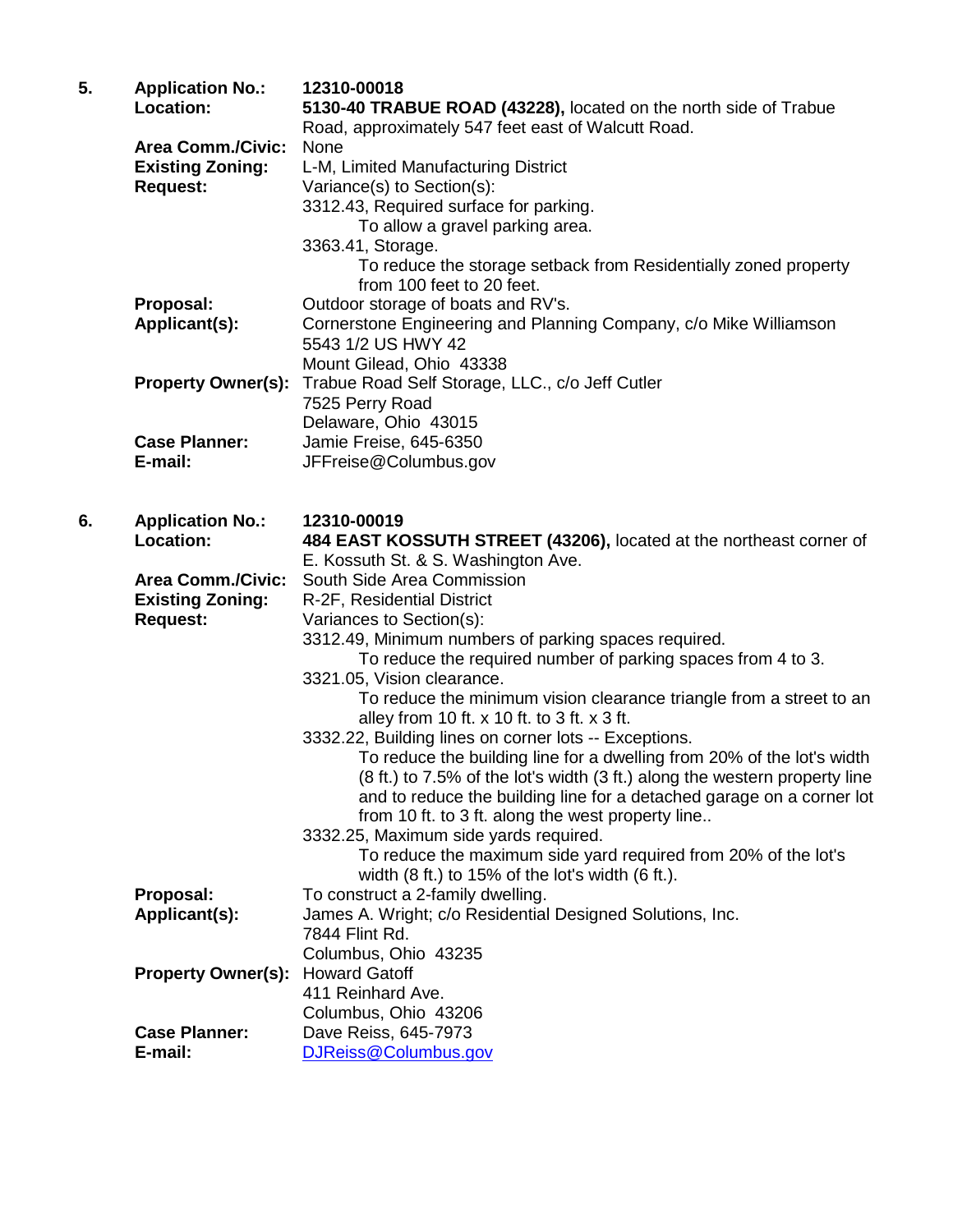**5.** **Application No.:** **12310-00018**

**Location:** **5130-40 TRABUE ROAD (43228),** located on the north side of Trabue Road, approximately 547 feet east of Walcutt Road.

**Area Comm./Civic:** None

**Existing Zoning:** L-M, Limited Manufacturing District

**Request:** Variance(s) to Section(s):

3312.43, Required surface for parking.

To allow a gravel parking area.

3363.41, Storage.

To reduce the storage setback from Residentially zoned property from 100 feet to 20 feet.

**Proposal:** Outdoor storage of boats and RV's.

**Applicant(s):** Cornerstone Engineering and Planning Company, c/o Mike Williamson
5543 1/2 US HWY 42
Mount Gilead, Ohio 43338

**Property Owner(s):** Trabue Road Self Storage, LLC., c/o Jeff Cutler
7525 Perry Road
Delaware, Ohio 43015

**Case Planner:** Jamie Freise, 645-6350

**E-mail:** JFFreise@Columbus.gov

**6.** **Application No.:** **12310-00019**

**Location:** **484 EAST KOSSUTH STREET (43206),** located at the northeast corner of E. Kossuth St. & S. Washington Ave.

**Area Comm./Civic:** South Side Area Commission

**Existing Zoning:** R-2F, Residential District

**Request:** Variances to Section(s):

3312.49, Minimum numbers of parking spaces required.

To reduce the required number of parking spaces from 4 to 3.

3321.05, Vision clearance.

To reduce the minimum vision clearance triangle from a street to an alley from 10 ft. x 10 ft. to 3 ft. x 3 ft.

3332.22, Building lines on corner lots -- Exceptions.

To reduce the building line for a dwelling from 20% of the lot's width (8 ft.) to 7.5% of the lot's width (3 ft.) along the western property line and to reduce the building line for a detached garage on a corner lot from 10 ft. to 3 ft. along the west property line..

3332.25, Maximum side yards required.

To reduce the maximum side yard required from 20% of the lot's width (8 ft.) to 15% of the lot's width (6 ft.).

**Proposal:** To construct a 2-family dwelling.

**Applicant(s):** James A. Wright; c/o Residential Designed Solutions, Inc.
7844 Flint Rd.
Columbus, Ohio 43235

**Property Owner(s):** Howard Gatoff
411 Reinhard Ave.
Columbus, Ohio 43206

**Case Planner:** Dave Reiss, 645-7973

**E-mail:** DJReiss@Columbus.gov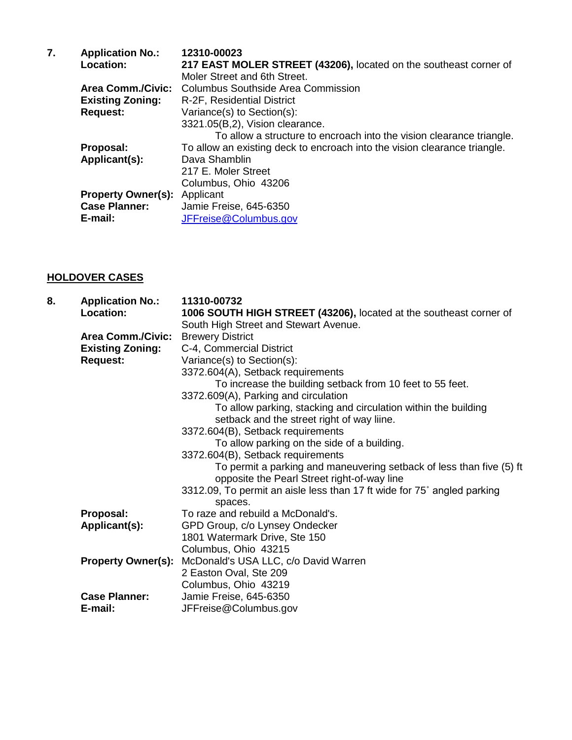7. **Application No.:** **12310-00023**
   **Location:** **217 EAST MOLER STREET (43206),** located on the southeast corner of Moler Street and 6th Street.
   **Area Comm./Civic:** Columbus Southside Area Commission
   **Existing Zoning:** R-2F, Residential District
   **Request:** Variance(s) to Section(s):
   3321.05(B,2), Vision clearance.
   To allow a structure to encroach into the vision clearance triangle.
   **Proposal:** To allow an existing deck to encroach into the vision clearance triangle.
   **Applicant(s):** Dava Shamblin
   217 E. Moler Street
   Columbus, Ohio 43206
   **Property Owner(s):** Applicant
   **Case Planner:** Jamie Freise, 645-6350
   **E-mail:** JFFreise@Columbus.gov

## HOLDOVER CASES

8. **Application No.:** **11310-00732**
   **Location:** **1006 SOUTH HIGH STREET (43206),** located at the southeast corner of South High Street and Stewart Avenue.
   **Area Comm./Civic:** Brewery District
   **Existing Zoning:** C-4, Commercial District
   **Request:** Variance(s) to Section(s):
   3372.604(A), Setback requirements
   To increase the building setback from 10 feet to 55 feet.
   3372.609(A), Parking and circulation
   To allow parking, stacking and circulation within the building setback and the street right of way liine.
   3372.604(B), Setback requirements
   To allow parking on the side of a building.
   3372.604(B), Setback requirements
   To permit a parking and maneuvering setback of less than five (5) ft opposite the Pearl Street right-of-way line
   3312.09, To permit an aisle less than 17 ft wide for 75˚ angled parking spaces.
   **Proposal:** To raze and rebuild a McDonald's.
   **Applicant(s):** GPD Group, c/o Lynsey Ondecker
   1801 Watermark Drive, Ste 150
   Columbus, Ohio 43215
   **Property Owner(s):** McDonald's USA LLC, c/o David Warren
   2 Easton Oval, Ste 209
   Columbus, Ohio 43219
   **Case Planner:** Jamie Freise, 645-6350
   **E-mail:** JFFreise@Columbus.gov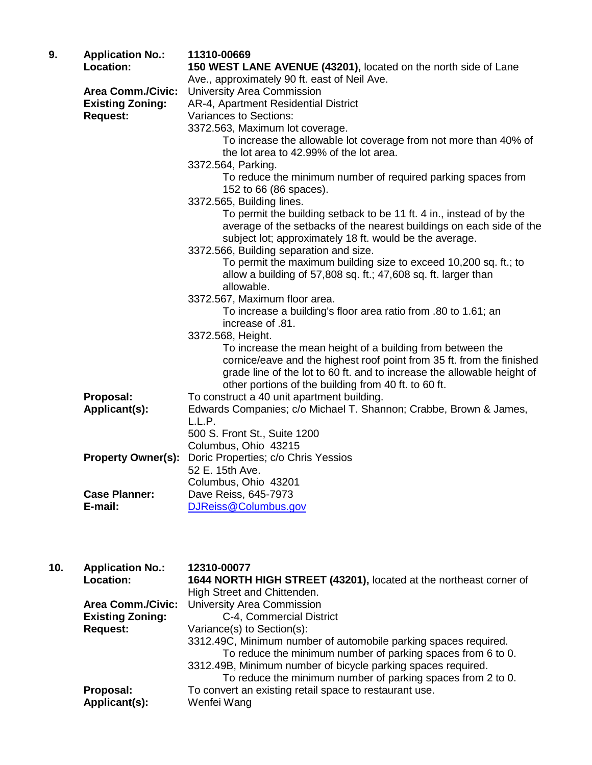**9. Application No.:** **11310-00669**

**Location:** **150 WEST LANE AVENUE (43201),** located on the north side of Lane Ave., approximately 90 ft. east of Neil Ave.

**Area Comm./Civic:** University Area Commission

**Existing Zoning:** AR-4, Apartment Residential District

**Request:** Variances to Sections:

3372.563, Maximum lot coverage.

> To increase the allowable lot coverage from not more than 40% of the lot area to 42.99% of the lot area.

3372.564, Parking.

> To reduce the minimum number of required parking spaces from 152 to 66 (86 spaces).

3372.565, Building lines.

> To permit the building setback to be 11 ft. 4 in., instead of by the average of the setbacks of the nearest buildings on each side of the subject lot; approximately 18 ft. would be the average.

3372.566, Building separation and size.

> To permit the maximum building size to exceed 10,200 sq. ft.; to allow a building of 57,808 sq. ft.; 47,608 sq. ft. larger than allowable.

3372.567, Maximum floor area.

> To increase a building's floor area ratio from .80 to 1.61; an increase of .81.

3372.568, Height.

> To increase the mean height of a building from between the cornice/eave and the highest roof point from 35 ft. from the finished grade line of the lot to 60 ft. and to increase the allowable height of other portions of the building from 40 ft. to 60 ft.

**Proposal:** To construct a 40 unit apartment building.

**Applicant(s):** Edwards Companies; c/o Michael T. Shannon; Crabbe, Brown & James, L.L.P.
500 S. Front St., Suite 1200
Columbus, Ohio 43215

**Property Owner(s):** Doric Properties; c/o Chris Yessios
52 E. 15th Ave.
Columbus, Ohio 43201

**Case Planner:** Dave Reiss, 645-7973

**E-mail:** DJReiss@Columbus.gov

**10. Application No.:** **12310-00077**

**Location:** **1644 NORTH HIGH STREET (43201),** located at the northeast corner of High Street and Chittenden.

**Area Comm./Civic:** University Area Commission

**Existing Zoning:** C-4, Commercial District

**Request:** Variance(s) to Section(s):

3312.49C, Minimum number of automobile parking spaces required.

> To reduce the minimum number of parking spaces from 6 to 0.

3312.49B, Minimum number of bicycle parking spaces required.

> To reduce the minimum number of parking spaces from 2 to 0.

**Proposal:** To convert an existing retail space to restaurant use.

**Applicant(s):** Wenfei Wang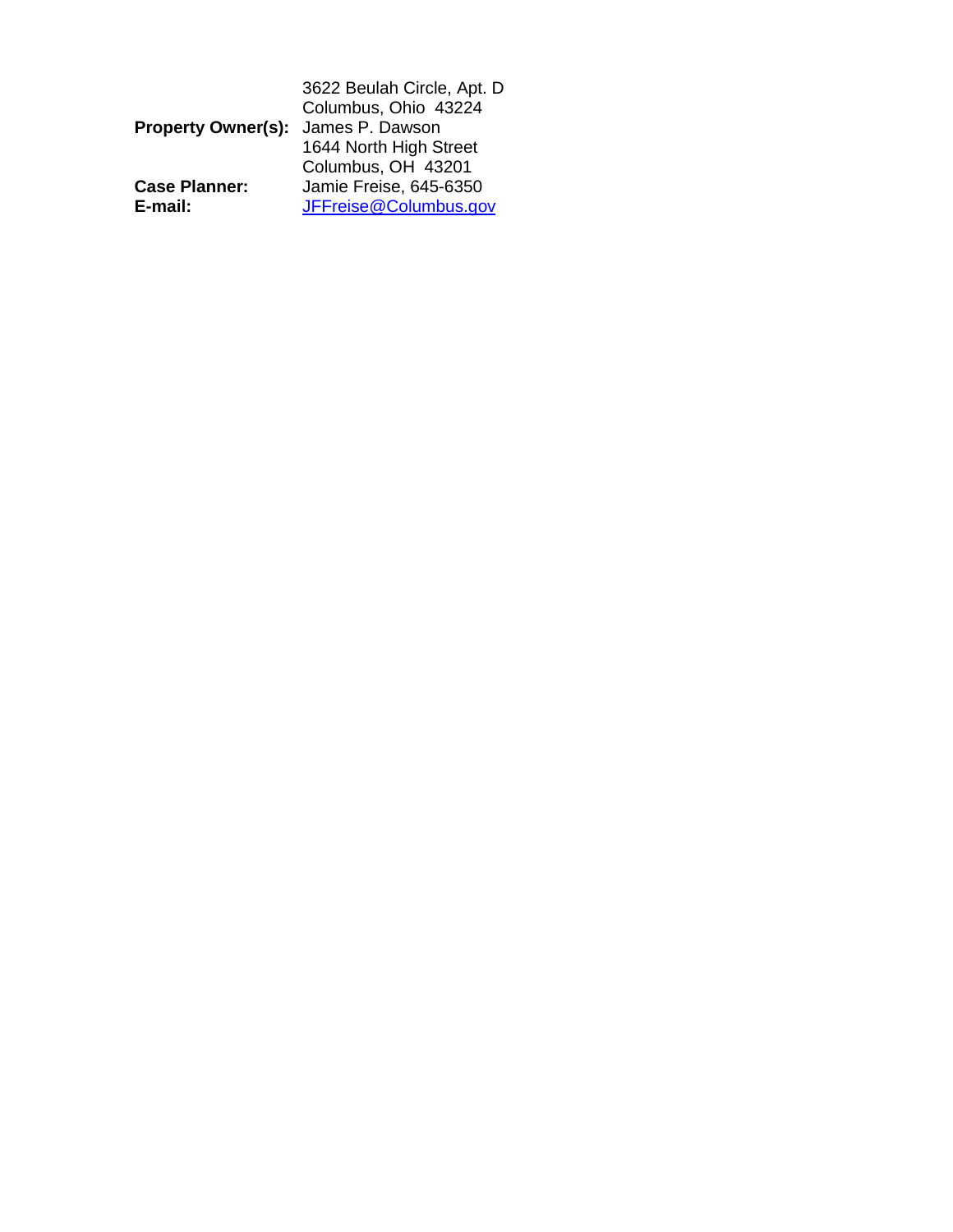| | |
|---|---|
| | 3622 Beulah Circle, Apt. D |
| | Columbus, Ohio 43224 |
| **Property Owner(s):** | James P. Dawson |
| | 1644 North High Street |
| | Columbus, OH 43201 |
| **Case Planner:** | Jamie Freise, 645-6350 |
| **E-mail:** | JFFreise@Columbus.gov |